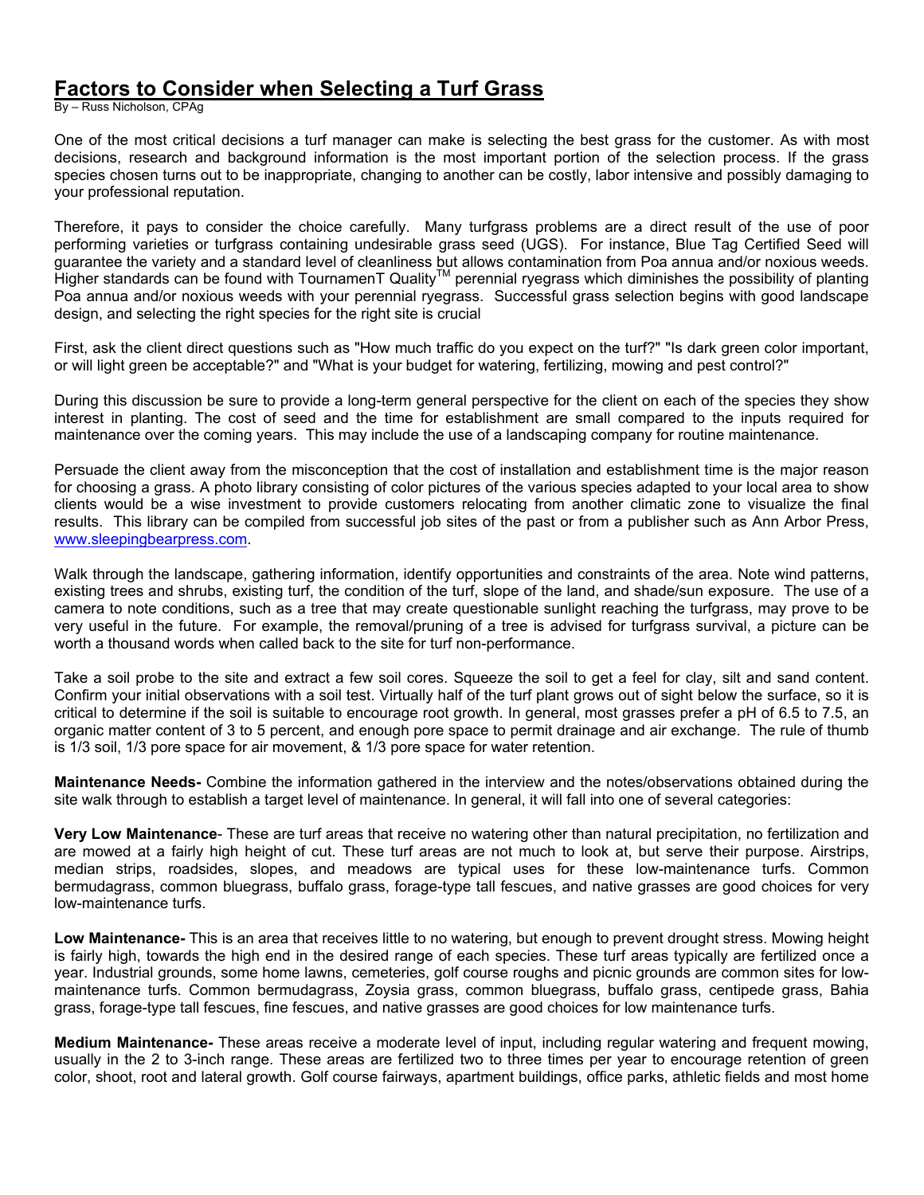# Factors to Consider when Selecting a Turf Grass

By – Russ Nicholson, CPAg

One of the most critical decisions a turf manager can make is selecting the best grass for the customer. As with most decisions, research and background information is the most important portion of the selection process. If the grass species chosen turns out to be inappropriate, changing to another can be costly, labor intensive and possibly damaging to your professional reputation.

Therefore, it pays to consider the choice carefully. Many turfgrass problems are a direct result of the use of poor performing varieties or turfgrass containing undesirable grass seed (UGS). For instance, Blue Tag Certified Seed will guarantee the variety and a standard level of cleanliness but allows contamination from Poa annua and/or noxious weeds. Higher standards can be found with TournamenT Quality™ perennial ryegrass which diminishes the possibility of planting Poa annua and/or noxious weeds with your perennial ryegrass. Successful grass selection begins with good landscape design, and selecting the right species for the right site is crucial

First, ask the client direct questions such as "How much traffic do you expect on the turf?" "Is dark green color important, or will light green be acceptable?" and "What is your budget for watering, fertilizing, mowing and pest control?"

During this discussion be sure to provide a long-term general perspective for the client on each of the species they show interest in planting. The cost of seed and the time for establishment are small compared to the inputs required for maintenance over the coming years. This may include the use of a landscaping company for routine maintenance.

Persuade the client away from the misconception that the cost of installation and establishment time is the major reason for choosing a grass. A photo library consisting of color pictures of the various species adapted to your local area to show clients would be a wise investment to provide customers relocating from another climatic zone to visualize the final results. This library can be compiled from successful job sites of the past or from a publisher such as Ann Arbor Press, [www.sleepingbearpress.com](http://www.sleepingbearpress.com).

Walk through the landscape, gathering information, identify opportunities and constraints of the area. Note wind patterns, existing trees and shrubs, existing turf, the condition of the turf, slope of the land, and shade/sun exposure. The use of a camera to note conditions, such as a tree that may create questionable sunlight reaching the turfgrass, may prove to be very useful in the future. For example, the removal/pruning of a tree is advised for turfgrass survival, a picture can be worth a thousand words when called back to the site for turf non-performance.

Take a soil probe to the site and extract a few soil cores. Squeeze the soil to get a feel for clay, silt and sand content. Confirm your initial observations with a soil test. Virtually half of the turf plant grows out of sight below the surface, so it is critical to determine if the soil is suitable to encourage root growth. In general, most grasses prefer a pH of 6.5 to 7.5, an organic matter content of 3 to 5 percent, and enough pore space to permit drainage and air exchange. The rule of thumb is 1/3 soil, 1/3 pore space for air movement, & 1/3 pore space for water retention.

**Maintenance Needs-** Combine the information gathered in the interview and the notes/observations obtained during the site walk through to establish a target level of maintenance. In general, it will fall into one of several categories:

**Very Low Maintenance**- These are turf areas that receive no watering other than natural precipitation, no fertilization and are mowed at a fairly high height of cut. These turf areas are not much to look at, but serve their purpose. Airstrips, median strips, roadsides, slopes, and meadows are typical uses for these low-maintenance turfs. Common bermudagrass, common bluegrass, buffalo grass, forage-type tall fescues, and native grasses are good choices for very low-maintenance turfs.

**Low Maintenance-** This is an area that receives little to no watering, but enough to prevent drought stress. Mowing height is fairly high, towards the high end in the desired range of each species. These turf areas typically are fertilized once a year. Industrial grounds, some home lawns, cemeteries, golf course roughs and picnic grounds are common sites for low-maintenance turfs. Common bermudagrass, Zoysia grass, common bluegrass, buffalo grass, centipede grass, Bahia grass, forage-type tall fescues, fine fescues, and native grasses are good choices for low maintenance turfs.

**Medium Maintenance-** These areas receive a moderate level of input, including regular watering and frequent mowing, usually in the 2 to 3-inch range. These areas are fertilized two to three times per year to encourage retention of green color, shoot, root and lateral growth. Golf course fairways, apartment buildings, office parks, athletic fields and most home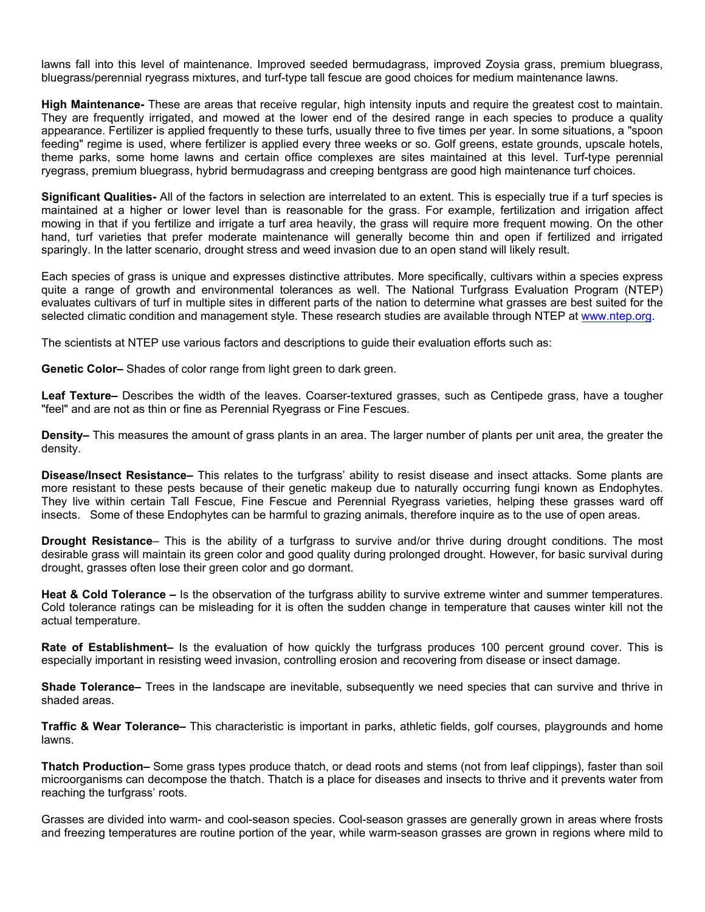lawns fall into this level of maintenance. Improved seeded bermudagrass, improved Zoysia grass, premium bluegrass, bluegrass/perennial ryegrass mixtures, and turf-type tall fescue are good choices for medium maintenance lawns.

**High Maintenance-** These are areas that receive regular, high intensity inputs and require the greatest cost to maintain. They are frequently irrigated, and mowed at the lower end of the desired range in each species to produce a quality appearance. Fertilizer is applied frequently to these turfs, usually three to five times per year. In some situations, a "spoon feeding" regime is used, where fertilizer is applied every three weeks or so. Golf greens, estate grounds, upscale hotels, theme parks, some home lawns and certain office complexes are sites maintained at this level. Turf-type perennial ryegrass, premium bluegrass, hybrid bermudagrass and creeping bentgrass are good high maintenance turf choices.

**Significant Qualities-** All of the factors in selection are interrelated to an extent. This is especially true if a turf species is maintained at a higher or lower level than is reasonable for the grass. For example, fertilization and irrigation affect mowing in that if you fertilize and irrigate a turf area heavily, the grass will require more frequent mowing. On the other hand, turf varieties that prefer moderate maintenance will generally become thin and open if fertilized and irrigated sparingly. In the latter scenario, drought stress and weed invasion due to an open stand will likely result.

Each species of grass is unique and expresses distinctive attributes. More specifically, cultivars within a species express quite a range of growth and environmental tolerances as well. The National Turfgrass Evaluation Program (NTEP) evaluates cultivars of turf in multiple sites in different parts of the nation to determine what grasses are best suited for the selected climatic condition and management style. These research studies are available through NTEP at www.ntep.org.

The scientists at NTEP use various factors and descriptions to guide their evaluation efforts such as:

**Genetic Color–** Shades of color range from light green to dark green.

**Leaf Texture–** Describes the width of the leaves. Coarser-textured grasses, such as Centipede grass, have a tougher "feel" and are not as thin or fine as Perennial Ryegrass or Fine Fescues.

**Density–** This measures the amount of grass plants in an area. The larger number of plants per unit area, the greater the density.

**Disease/Insect Resistance–** This relates to the turfgrass' ability to resist disease and insect attacks. Some plants are more resistant to these pests because of their genetic makeup due to naturally occurring fungi known as Endophytes. They live within certain Tall Fescue, Fine Fescue and Perennial Ryegrass varieties, helping these grasses ward off insects. Some of these Endophytes can be harmful to grazing animals, therefore inquire as to the use of open areas.

**Drought Resistance**– This is the ability of a turfgrass to survive and/or thrive during drought conditions. The most desirable grass will maintain its green color and good quality during prolonged drought. However, for basic survival during drought, grasses often lose their green color and go dormant.

**Heat & Cold Tolerance –** Is the observation of the turfgrass ability to survive extreme winter and summer temperatures. Cold tolerance ratings can be misleading for it is often the sudden change in temperature that causes winter kill not the actual temperature.

**Rate of Establishment–** Is the evaluation of how quickly the turfgrass produces 100 percent ground cover. This is especially important in resisting weed invasion, controlling erosion and recovering from disease or insect damage.

**Shade Tolerance–** Trees in the landscape are inevitable, subsequently we need species that can survive and thrive in shaded areas.

**Traffic & Wear Tolerance–** This characteristic is important in parks, athletic fields, golf courses, playgrounds and home lawns.

**Thatch Production–** Some grass types produce thatch, or dead roots and stems (not from leaf clippings), faster than soil microorganisms can decompose the thatch. Thatch is a place for diseases and insects to thrive and it prevents water from reaching the turfgrass' roots.

Grasses are divided into warm- and cool-season species. Cool-season grasses are generally grown in areas where frosts and freezing temperatures are routine portion of the year, while warm-season grasses are grown in regions where mild to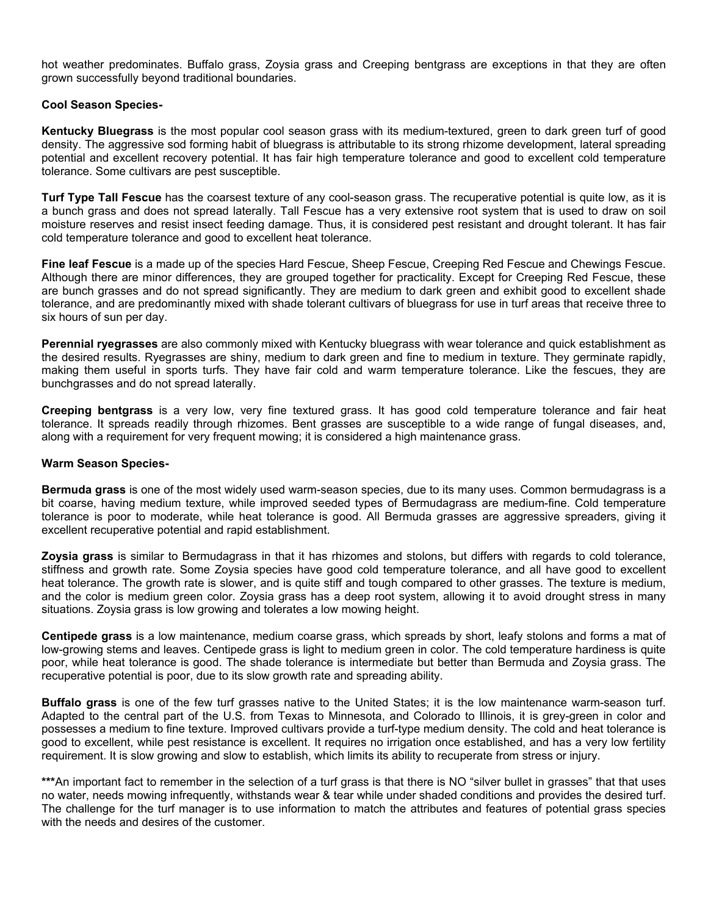hot weather predominates. Buffalo grass, Zoysia grass and Creeping bentgrass are exceptions in that they are often grown successfully beyond traditional boundaries.

**Cool Season Species-**

**Kentucky Bluegrass** is the most popular cool season grass with its medium-textured, green to dark green turf of good density. The aggressive sod forming habit of bluegrass is attributable to its strong rhizome development, lateral spreading potential and excellent recovery potential. It has fair high temperature tolerance and good to excellent cold temperature tolerance. Some cultivars are pest susceptible.

**Turf Type Tall Fescue** has the coarsest texture of any cool-season grass. The recuperative potential is quite low, as it is a bunch grass and does not spread laterally. Tall Fescue has a very extensive root system that is used to draw on soil moisture reserves and resist insect feeding damage. Thus, it is considered pest resistant and drought tolerant. It has fair cold temperature tolerance and good to excellent heat tolerance.

**Fine leaf Fescue** is a made up of the species Hard Fescue, Sheep Fescue, Creeping Red Fescue and Chewings Fescue. Although there are minor differences, they are grouped together for practicality. Except for Creeping Red Fescue, these are bunch grasses and do not spread significantly. They are medium to dark green and exhibit good to excellent shade tolerance, and are predominantly mixed with shade tolerant cultivars of bluegrass for use in turf areas that receive three to six hours of sun per day.

**Perennial ryegrasses** are also commonly mixed with Kentucky bluegrass with wear tolerance and quick establishment as the desired results. Ryegrasses are shiny, medium to dark green and fine to medium in texture. They germinate rapidly, making them useful in sports turfs. They have fair cold and warm temperature tolerance. Like the fescues, they are bunchgrasses and do not spread laterally.

**Creeping bentgrass** is a very low, very fine textured grass. It has good cold temperature tolerance and fair heat tolerance. It spreads readily through rhizomes. Bent grasses are susceptible to a wide range of fungal diseases, and, along with a requirement for very frequent mowing; it is considered a high maintenance grass.

**Warm Season Species-**

**Bermuda grass** is one of the most widely used warm-season species, due to its many uses. Common bermudagrass is a bit coarse, having medium texture, while improved seeded types of Bermudagrass are medium-fine. Cold temperature tolerance is poor to moderate, while heat tolerance is good. All Bermuda grasses are aggressive spreaders, giving it excellent recuperative potential and rapid establishment.

**Zoysia grass** is similar to Bermudagrass in that it has rhizomes and stolons, but differs with regards to cold tolerance, stiffness and growth rate. Some Zoysia species have good cold temperature tolerance, and all have good to excellent heat tolerance. The growth rate is slower, and is quite stiff and tough compared to other grasses. The texture is medium, and the color is medium green color. Zoysia grass has a deep root system, allowing it to avoid drought stress in many situations. Zoysia grass is low growing and tolerates a low mowing height.

**Centipede grass** is a low maintenance, medium coarse grass, which spreads by short, leafy stolons and forms a mat of low-growing stems and leaves. Centipede grass is light to medium green in color. The cold temperature hardiness is quite poor, while heat tolerance is good. The shade tolerance is intermediate but better than Bermuda and Zoysia grass. The recuperative potential is poor, due to its slow growth rate and spreading ability.

**Buffalo grass** is one of the few turf grasses native to the United States; it is the low maintenance warm-season turf. Adapted to the central part of the U.S. from Texas to Minnesota, and Colorado to Illinois, it is grey-green in color and possesses a medium to fine texture. Improved cultivars provide a turf-type medium density. The cold and heat tolerance is good to excellent, while pest resistance is excellent. It requires no irrigation once established, and has a very low fertility requirement. It is slow growing and slow to establish, which limits its ability to recuperate from stress or injury.

**\*\*\***An important fact to remember in the selection of a turf grass is that there is NO "silver bullet in grasses" that that uses no water, needs mowing infrequently, withstands wear & tear while under shaded conditions and provides the desired turf. The challenge for the turf manager is to use information to match the attributes and features of potential grass species with the needs and desires of the customer.